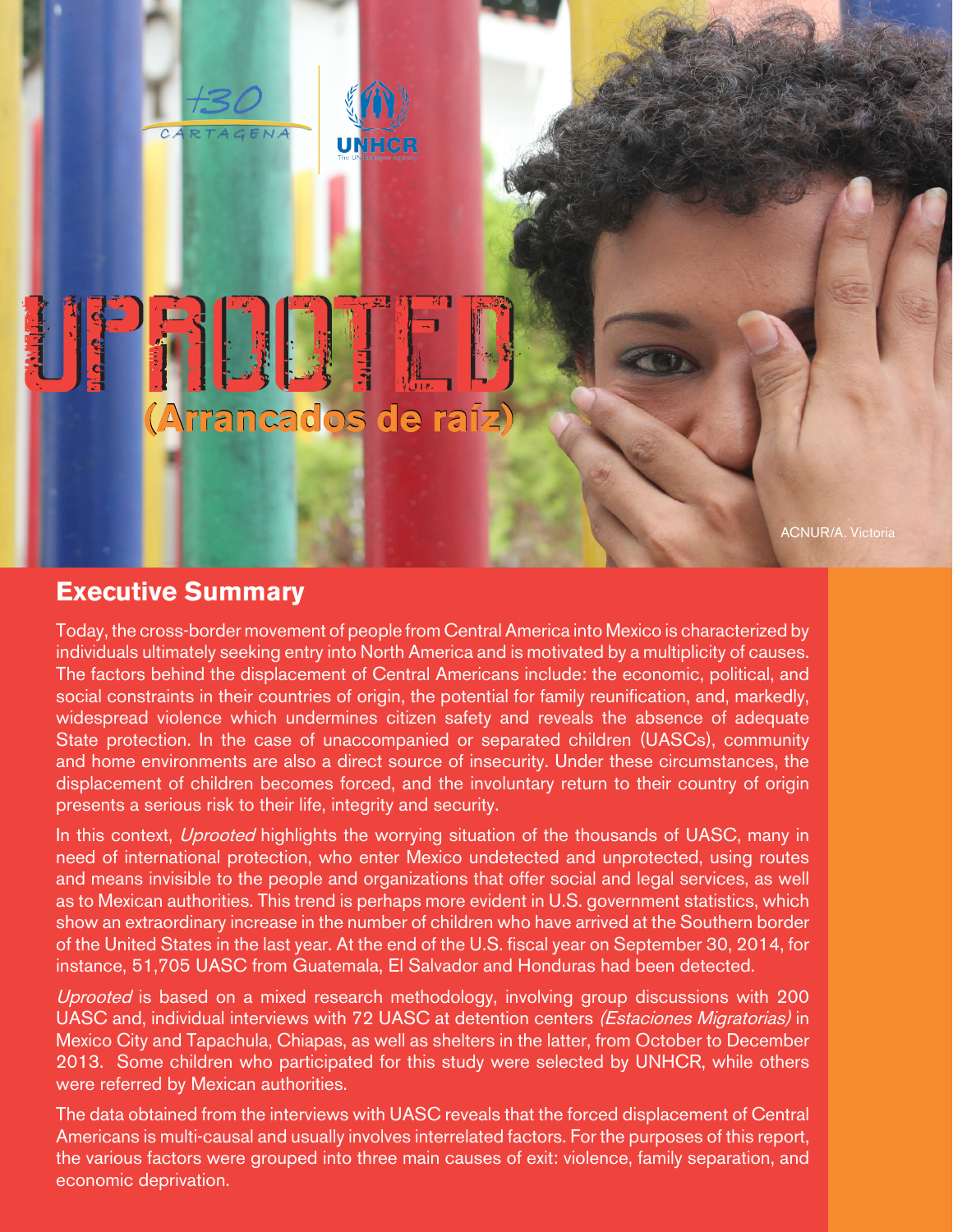# UPROOTED

## (Arrancados de raíz)

ACNUR/A. Victoria

## Executive Summary

Today, the cross-border movement of people from Central America into Mexico is characterized by individuals ultimately seeking entry into North America and is motivated by a multiplicity of causes. The factors behind the displacement of Central Americans include: the economic, political, and social constraints in their countries of origin, the potential for family reunification, and, markedly, widespread violence which undermines citizen safety and reveals the absence of adequate State protection. In the case of unaccompanied or separated children (UASCs), community and home environments are also a direct source of insecurity. Under these circumstances, the displacement of children becomes forced, and the involuntary return to their country of origin presents a serious risk to their life, integrity and security.

In this context, *Uprooted* highlights the worrying situation of the thousands of UASC, many in need of international protection, who enter Mexico undetected and unprotected, using routes and means invisible to the people and organizations that offer social and legal services, as well as to Mexican authorities. This trend is perhaps more evident in U.S. government statistics, which show an extraordinary increase in the number of children who have arrived at the Southern border of the United States in the last year. At the end of the U.S. fiscal year on September 30, 2014, for instance, 51,705 UASC from Guatemala, El Salvador and Honduras had been detected.

*Uprooted* is based on a mixed research methodology, involving group discussions with 200 UASC and, individual interviews with 72 UASC at detention centers *(Estaciones Migratorias)* in Mexico City and Tapachula, Chiapas, as well as shelters in the latter, from October to December 2013. Some children who participated for this study were selected by UNHCR, while others were referred by Mexican authorities.

The data obtained from the interviews with UASC reveals that the forced displacement of Central Americans is multi-causal and usually involves interrelated factors. For the purposes of this report, the various factors were grouped into three main causes of exit: violence, family separation, and economic deprivation.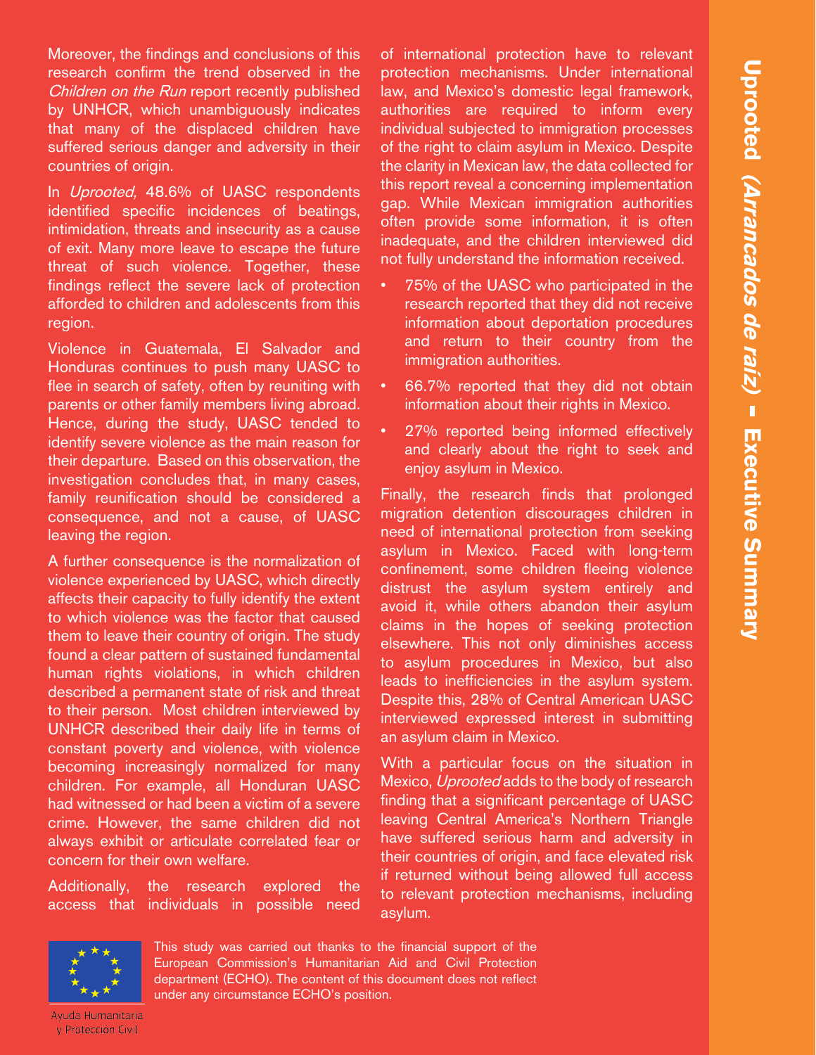Moreover, the findings and conclusions of this research confirm the trend observed in the *Children on the Run* report recently published by UNHCR, which unambiguously indicates that many of the displaced children have suffered serious danger and adversity in their countries of origin.

In *Uprooted,* 48.6% of UASC respondents identified specific incidences of beatings, intimidation, threats and insecurity as a cause of exit. Many more leave to escape the future threat of such violence. Together, these findings reflect the severe lack of protection afforded to children and adolescents from this region.

Violence in Guatemala, El Salvador and Honduras continues to push many UASC to flee in search of safety, often by reuniting with parents or other family members living abroad. Hence, during the study, UASC tended to identify severe violence as the main reason for their departure. Based on this observation, the investigation concludes that, in many cases, family reunification should be considered a consequence, and not a cause, of UASC leaving the region.

A further consequence is the normalization of violence experienced by UASC, which directly affects their capacity to fully identify the extent to which violence was the factor that caused them to leave their country of origin. The study found a clear pattern of sustained fundamental human rights violations, in which children described a permanent state of risk and threat to their person. Most children interviewed by UNHCR described their daily life in terms of constant poverty and violence, with violence becoming increasingly normalized for many children. For example, all Honduran UASC had witnessed or had been a victim of a severe crime. However, the same children did not always exhibit or articulate correlated fear or concern for their own welfare.

Additionally, the research explored the access that individuals in possible need of international protection have to relevant protection mechanisms. Under international law, and Mexico's domestic legal framework, authorities are required to inform every individual subjected to immigration processes of the right to claim asylum in Mexico. Despite the clarity in Mexican law, the data collected for this report reveal a concerning implementation gap. While Mexican immigration authorities often provide some information, it is often inadequate, and the children interviewed did not fully understand the information received.

- 75% of the UASC who participated in the research reported that they did not receive information about deportation procedures and return to their country from the immigration authorities.
- 66.7% reported that they did not obtain information about their rights in Mexico.
- 27% reported being informed effectively and clearly about the right to seek and enjoy asylum in Mexico.

Finally, the research finds that prolonged migration detention discourages children in need of international protection from seeking asylum in Mexico. Faced with long-term confinement, some children fleeing violence distrust the asylum system entirely and avoid it, while others abandon their asylum claims in the hopes of seeking protection elsewhere. This not only diminishes access to asylum procedures in Mexico, but also leads to inefficiencies in the asylum system. Despite this, 28% of Central American UASC interviewed expressed interest in submitting an asylum claim in Mexico.

With a particular focus on the situation in Mexico, *Uprooted* adds to the body of research finding that a significant percentage of UASC leaving Central America's Northern Triangle have suffered serious harm and adversity in their countries of origin, and face elevated risk if returned without being allowed full access to relevant protection mechanisms, including asylum.

Ayuda Humanitaria y Protección Civil

This study was carried out thanks to the financial support of the European Commission's Humanitarian Aid and Civil Protection department (ECHO). The content of this document does not reflect under any circumstance ECHO's position.